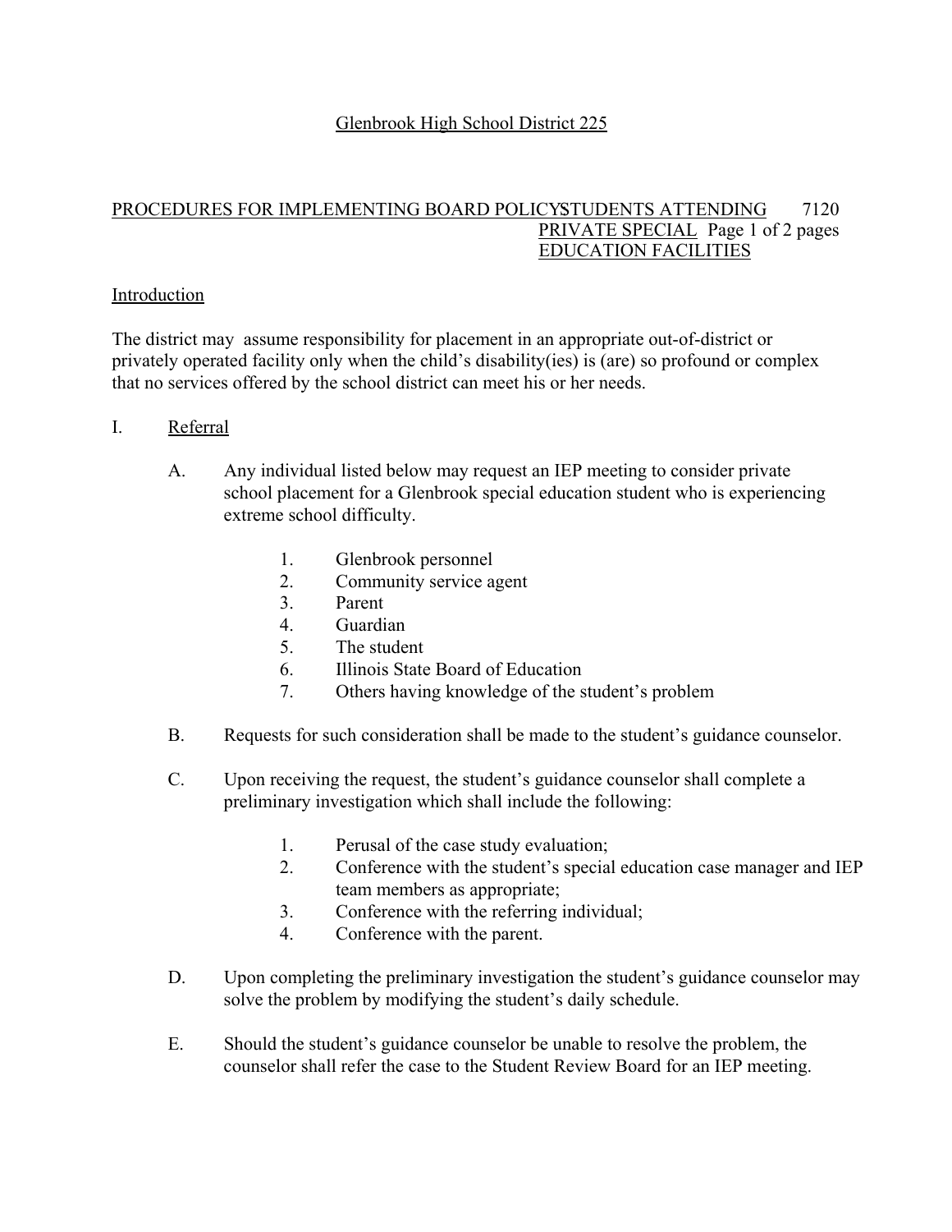# Glenbrook High School District 225

## PROCEDURES FOR IMPLEMENTING BOARD POLICY STUDENTS ATTENDING PRIVATE SPECIAL EDUCATION FACILITIES 7120

### Introduction

The district may assume responsibility for placement in an appropriate out-of-district or privately operated facility only when the child's disability(ies) is (are) so profound or complex that no services offered by the school district can meet his or her needs.

### I. Referral

A. Any individual listed below may request an IEP meeting to consider private school placement for a Glenbrook special education student who is experiencing extreme school difficulty.

1. Glenbrook personnel
2. Community service agent
3. Parent
4. Guardian
5. The student
6. Illinois State Board of Education
7. Others having knowledge of the student's problem

B. Requests for such consideration shall be made to the student's guidance counselor.

C. Upon receiving the request, the student's guidance counselor shall complete a preliminary investigation which shall include the following:

1. Perusal of the case study evaluation;
2. Conference with the student's special education case manager and IEP team members as appropriate;
3. Conference with the referring individual;
4. Conference with the parent.

D. Upon completing the preliminary investigation the student's guidance counselor may solve the problem by modifying the student's daily schedule.

E. Should the student's guidance counselor be unable to resolve the problem, the counselor shall refer the case to the Student Review Board for an IEP meeting.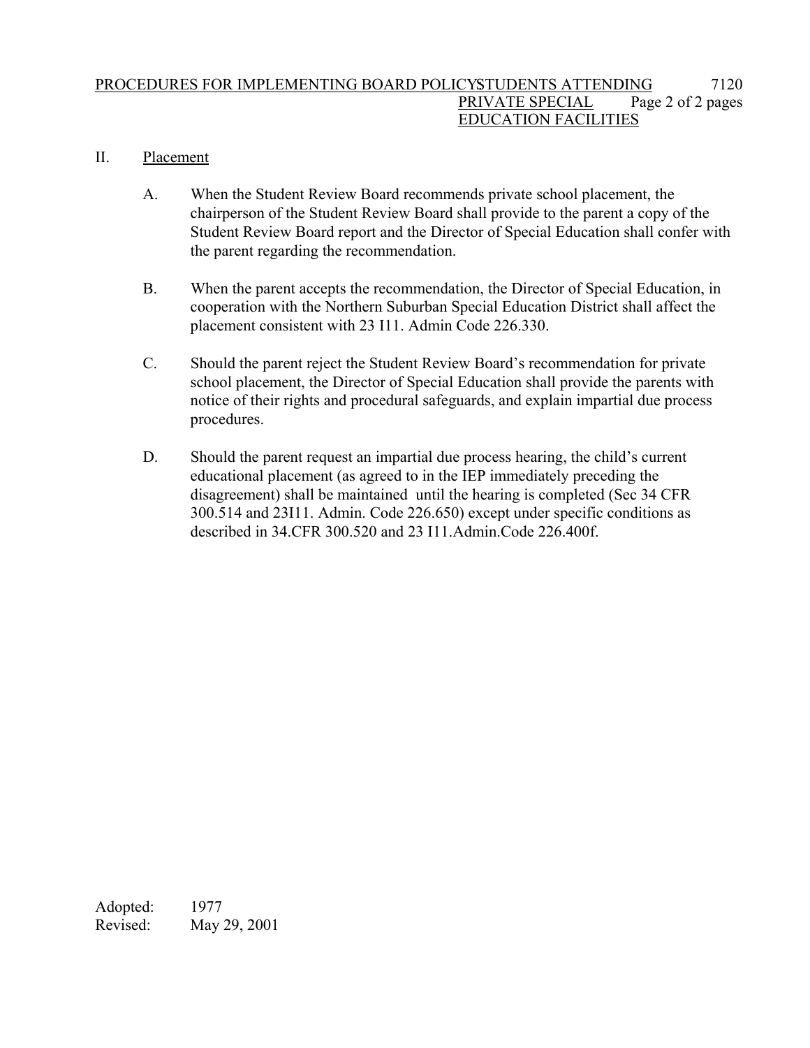## II. Placement

A. When the Student Review Board recommends private school placement, the chairperson of the Student Review Board shall provide to the parent a copy of the Student Review Board report and the Director of Special Education shall confer with the parent regarding the recommendation.

B. When the parent accepts the recommendation, the Director of Special Education, in cooperation with the Northern Suburban Special Education District shall affect the placement consistent with 23 I11. Admin Code 226.330.

C. Should the parent reject the Student Review Board's recommendation for private school placement, the Director of Special Education shall provide the parents with notice of their rights and procedural safeguards, and explain impartial due process procedures.

D. Should the parent request an impartial due process hearing, the child's current educational placement (as agreed to in the IEP immediately preceding the disagreement) shall be maintained until the hearing is completed (Sec 34 CFR 300.514 and 23I11. Admin. Code 226.650) except under specific conditions as described in 34.CFR 300.520 and 23 I11.Admin.Code 226.400f.

Adopted: 1977
Revised: May 29, 2001